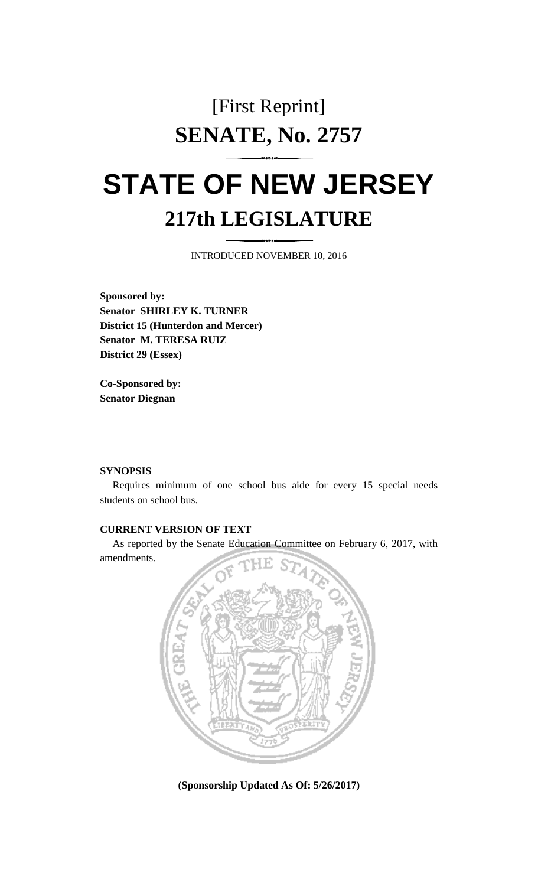[First Reprint]

# SENATE, No. 2757

# STATE OF NEW JERSEY

## 217th LEGISLATURE

INTRODUCED NOVEMBER 10, 2016

**Sponsored by:**
**Senator SHIRLEY K. TURNER**
**District 15 (Hunterdon and Mercer)**
**Senator M. TERESA RUIZ**
**District 29 (Essex)**

**Co-Sponsored by:**
**Senator Diegnan**

**SYNOPSIS**

Requires minimum of one school bus aide for every 15 special needs students on school bus.

**CURRENT VERSION OF TEXT**

As reported by the Senate Education Committee on February 6, 2017, with amendments.

**(Sponsorship Updated As Of: 5/26/2017)**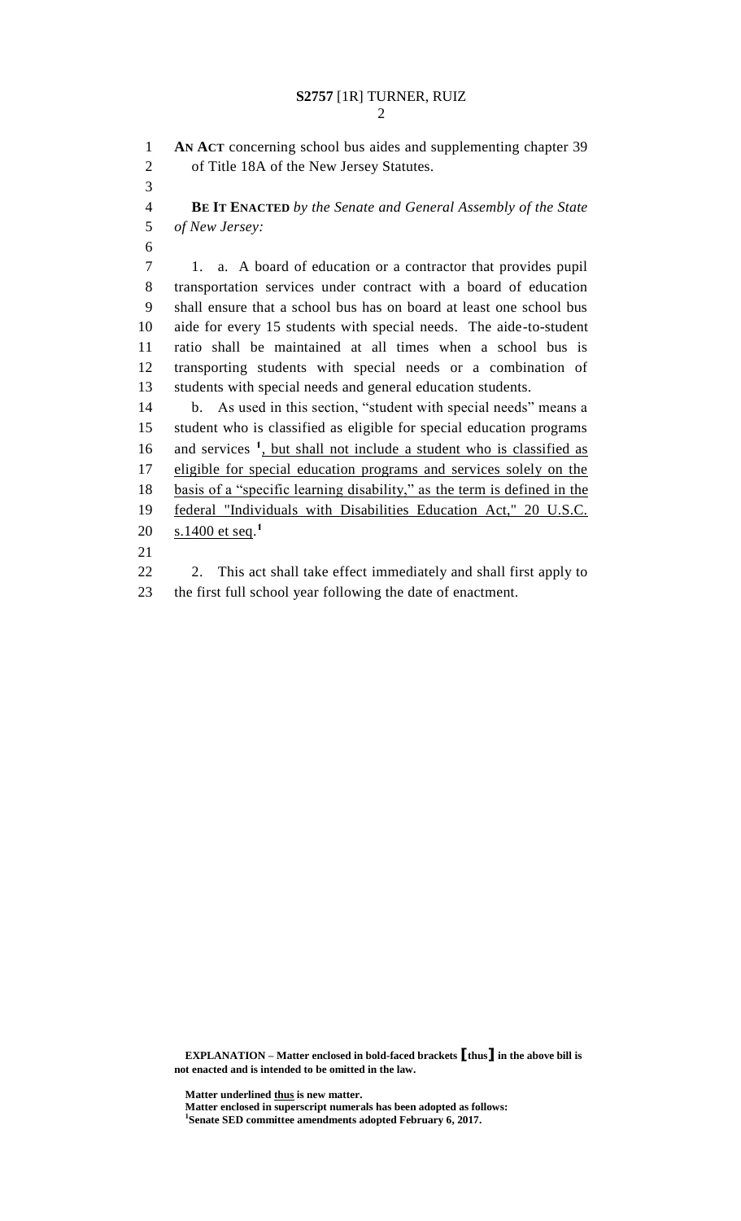**AN ACT** concerning school bus aides and supplementing chapter 39 of Title 18A of the New Jersey Statutes.

**BE IT ENACTED** *by the Senate and General Assembly of the State of New Jersey:*

1. a. A board of education or a contractor that provides pupil transportation services under contract with a board of education shall ensure that a school bus has on board at least one school bus aide for every 15 students with special needs. The aide-to-student ratio shall be maintained at all times when a school bus is transporting students with special needs or a combination of students with special needs and general education students.

b. As used in this section, "student with special needs" means a student who is classified as eligible for special education programs and services [1]<u>, but shall not include a student who is classified as eligible for special education programs and services solely on the basis of a "specific learning disability," as the term is defined in the federal "Individuals with Disabilities Education Act," 20 U.S.C. s.1400 et seq.</u>[1]

2. This act shall take effect immediately and shall first apply to the first full school year following the date of enactment.

**EXPLANATION – Matter enclosed in bold-faced brackets [thus] in the above bill is not enacted and is intended to be omitted in the law.**

**Matter underlined <u>thus</u> is new matter.**
**Matter enclosed in superscript numerals has been adopted as follows:**
**[1]Senate SED committee amendments adopted February 6, 2017.**